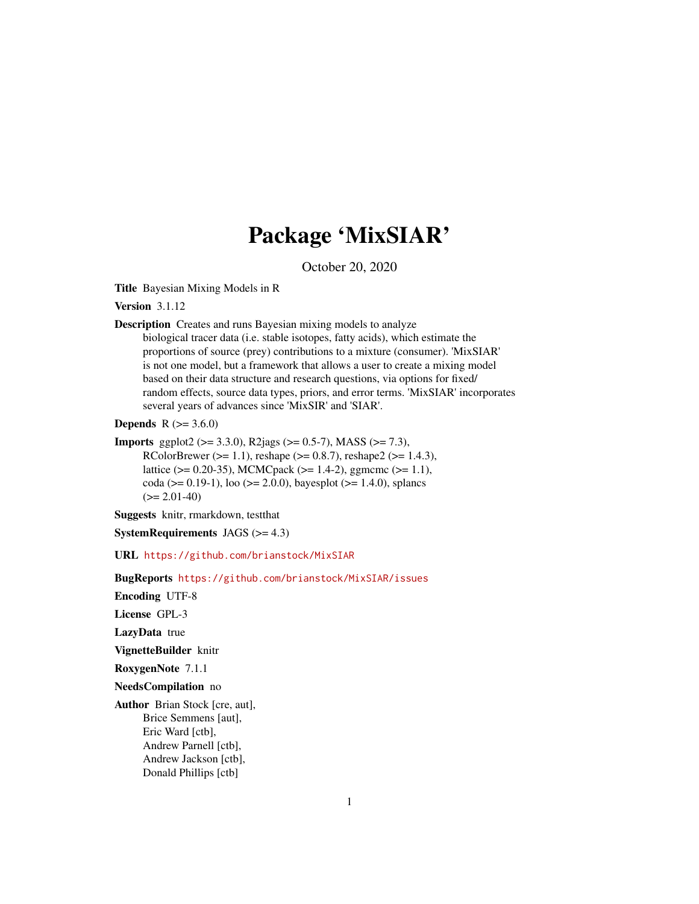# Package 'MixSIAR'

October 20, 2020

**Title** Bayesian Mixing Models in R

**Version** 3.1.12

**Description** Creates and runs Bayesian mixing models to analyze biological tracer data (i.e. stable isotopes, fatty acids), which estimate the proportions of source (prey) contributions to a mixture (consumer). 'MixSIAR' is not one model, but a framework that allows a user to create a mixing model based on their data structure and research questions, via options for fixed/ random effects, source data types, priors, and error terms. 'MixSIAR' incorporates several years of advances since 'MixSIR' and 'SIAR'.

**Depends** R (>= 3.6.0)

**Imports** ggplot2 (>= 3.3.0), R2jags (>= 0.5-7), MASS (>= 7.3), RColorBrewer (>= 1.1), reshape (>= 0.8.7), reshape2 (>= 1.4.3), lattice (>= 0.20-35), MCMCpack (>= 1.4-2), ggmcmc (>= 1.1), coda (>= 0.19-1), loo (>= 2.0.0), bayesplot (>= 1.4.0), splancs (>= 2.01-40)

**Suggests** knitr, rmarkdown, testthat

**SystemRequirements** JAGS (>= 4.3)

**URL** https://github.com/brianstock/MixSIAR

**BugReports** https://github.com/brianstock/MixSIAR/issues

**Encoding** UTF-8

**License** GPL-3

**LazyData** true

**VignetteBuilder** knitr

**RoxygenNote** 7.1.1

**NeedsCompilation** no

**Author** Brian Stock [cre, aut],
Brice Semmens [aut],
Eric Ward [ctb],
Andrew Parnell [ctb],
Andrew Jackson [ctb],
Donald Phillips [ctb]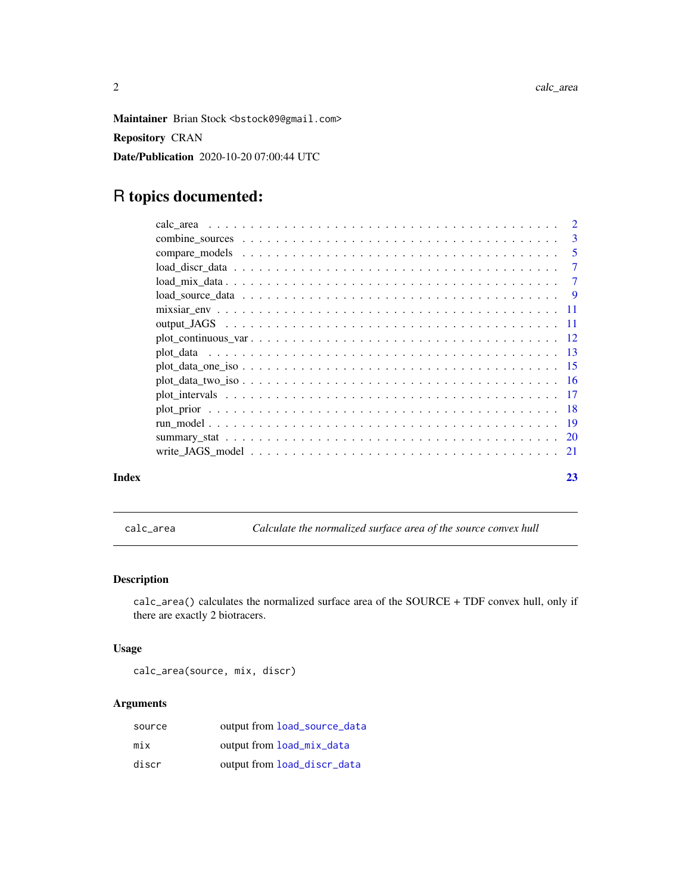**Maintainer** Brian Stock <bstock09@gmail.com>

**Repository** CRAN

**Date/Publication** 2020-10-20 07:00:44 UTC

## R topics documented:

| | |
|---|---|
| calc_area | 2 |
| combine_sources | 3 |
| compare_models | 5 |
| load_discr_data | 7 |
| load_mix_data | 7 |
| load_source_data | 9 |
| mixsiar_env | 11 |
| output_JAGS | 11 |
| plot_continuous_var | 12 |
| plot_data | 13 |
| plot_data_one_iso | 15 |
| plot_data_two_iso | 16 |
| plot_intervals | 17 |
| plot_prior | 18 |
| run_model | 19 |
| summary_stat | 20 |
| write_JAGS_model | 21 |
| **Index** | **23** |

---

calc_area — *Calculate the normalized surface area of the source convex hull*

---

### Description

calc_area() calculates the normalized surface area of the SOURCE + TDF convex hull, only if there are exactly 2 biotracers.

### Usage

```
calc_area(source, mix, discr)
```

### Arguments

| | |
|---|---|
| source | output from load_source_data |
| mix | output from load_mix_data |
| discr | output from load_discr_data |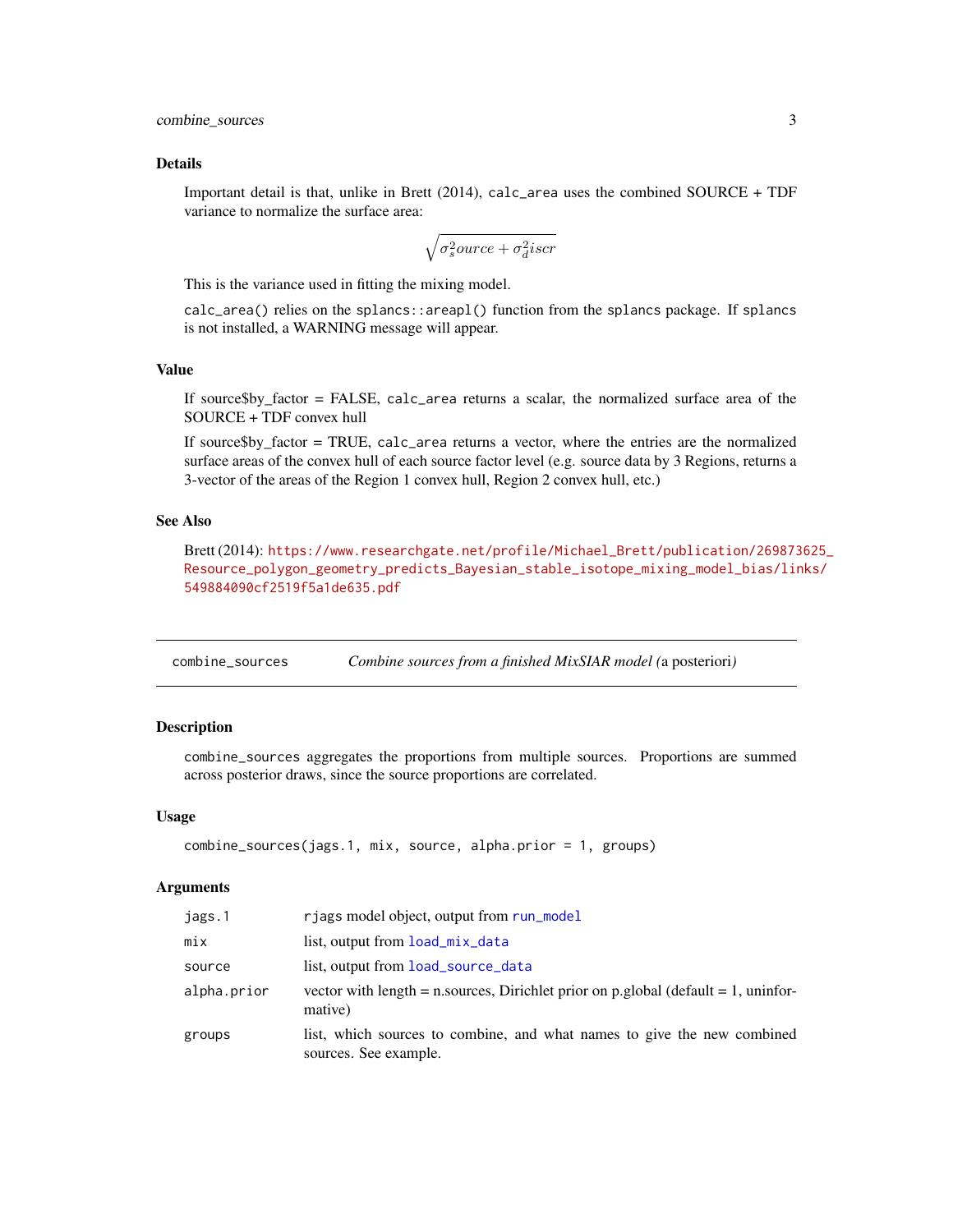### Details

Important detail is that, unlike in Brett (2014), `calc_area` uses the combined SOURCE + TDF variance to normalize the surface area:

$$\sqrt{\sigma_s^2 ource + \sigma_d^2 iscr}$$

This is the variance used in fitting the mixing model.

`calc_area()` relies on the `splancs::areapl()` function from the `splancs` package. If `splancs` is not installed, a WARNING message will appear.

### Value

If source$by_factor = FALSE, `calc_area` returns a scalar, the normalized surface area of the SOURCE + TDF convex hull

If source$by_factor = TRUE, `calc_area` returns a vector, where the entries are the normalized surface areas of the convex hull of each source factor level (e.g. source data by 3 Regions, returns a 3-vector of the areas of the Region 1 convex hull, Region 2 convex hull, etc.)

### See Also

Brett (2014): https://www.researchgate.net/profile/Michael_Brett/publication/269873625_Resource_polygon_geometry_predicts_Bayesian_stable_isotope_mixing_model_bias/links/549884090cf2519f5a1de635.pdf

---

## combine_sources — *Combine sources from a finished MixSIAR model (*a posteriori*)*

### Description

`combine_sources` aggregates the proportions from multiple sources. Proportions are summed across posterior draws, since the source proportions are correlated.

### Usage

```
combine_sources(jags.1, mix, source, alpha.prior = 1, groups)
```

### Arguments

| | |
|---|---|
| `jags.1` | `rjags` model object, output from `run_model` |
| `mix` | list, output from `load_mix_data` |
| `source` | list, output from `load_source_data` |
| `alpha.prior` | vector with length = n.sources, Dirichlet prior on p.global (default = 1, uninformative) |
| `groups` | list, which sources to combine, and what names to give the new combined sources. See example. |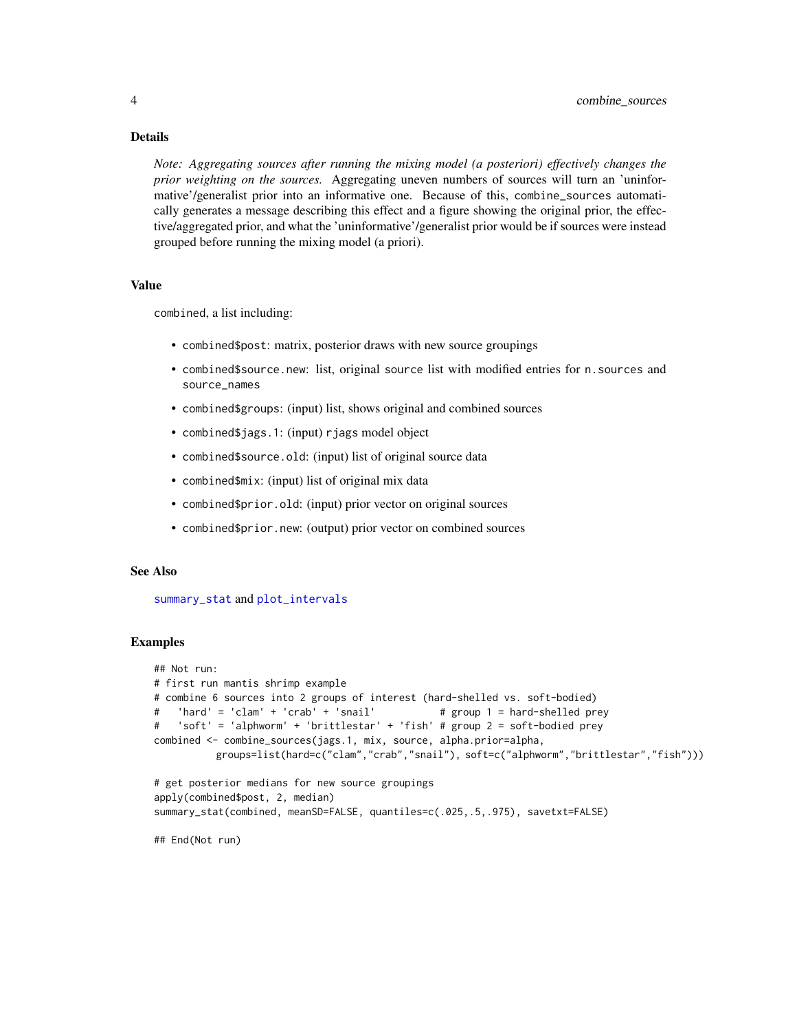## Details

*Note: Aggregating sources after running the mixing model (a posteriori) effectively changes the prior weighting on the sources.* Aggregating uneven numbers of sources will turn an 'uninformative'/generalist prior into an informative one. Because of this, `combine_sources` automatically generates a message describing this effect and a figure showing the original prior, the effective/aggregated prior, and what the 'uninformative'/generalist prior would be if sources were instead grouped before running the mixing model (a priori).

## Value

`combined`, a list including:

- `combined$post`: matrix, posterior draws with new source groupings
- `combined$source.new`: list, original `source` list with modified entries for `n.sources` and `source_names`
- `combined$groups`: (input) list, shows original and combined sources
- `combined$jags.1`: (input) `rjags` model object
- `combined$source.old`: (input) list of original source data
- `combined$mix`: (input) list of original mix data
- `combined$prior.old`: (input) prior vector on original sources
- `combined$prior.new`: (output) prior vector on combined sources

## See Also

`summary_stat` and `plot_intervals`

## Examples

```
## Not run:
# first run mantis shrimp example
# combine 6 sources into 2 groups of interest (hard-shelled vs. soft-bodied)
#   'hard' = 'clam' + 'crab' + 'snail'           # group 1 = hard-shelled prey
#   'soft' = 'alphworm' + 'brittlestar' + 'fish' # group 2 = soft-bodied prey
combined <- combine_sources(jags.1, mix, source, alpha.prior=alpha,
          groups=list(hard=c("clam","crab","snail"), soft=c("alphworm","brittlestar","fish")))

# get posterior medians for new source groupings
apply(combined$post, 2, median)
summary_stat(combined, meanSD=FALSE, quantiles=c(.025,.5,.975), savetxt=FALSE)

## End(Not run)
```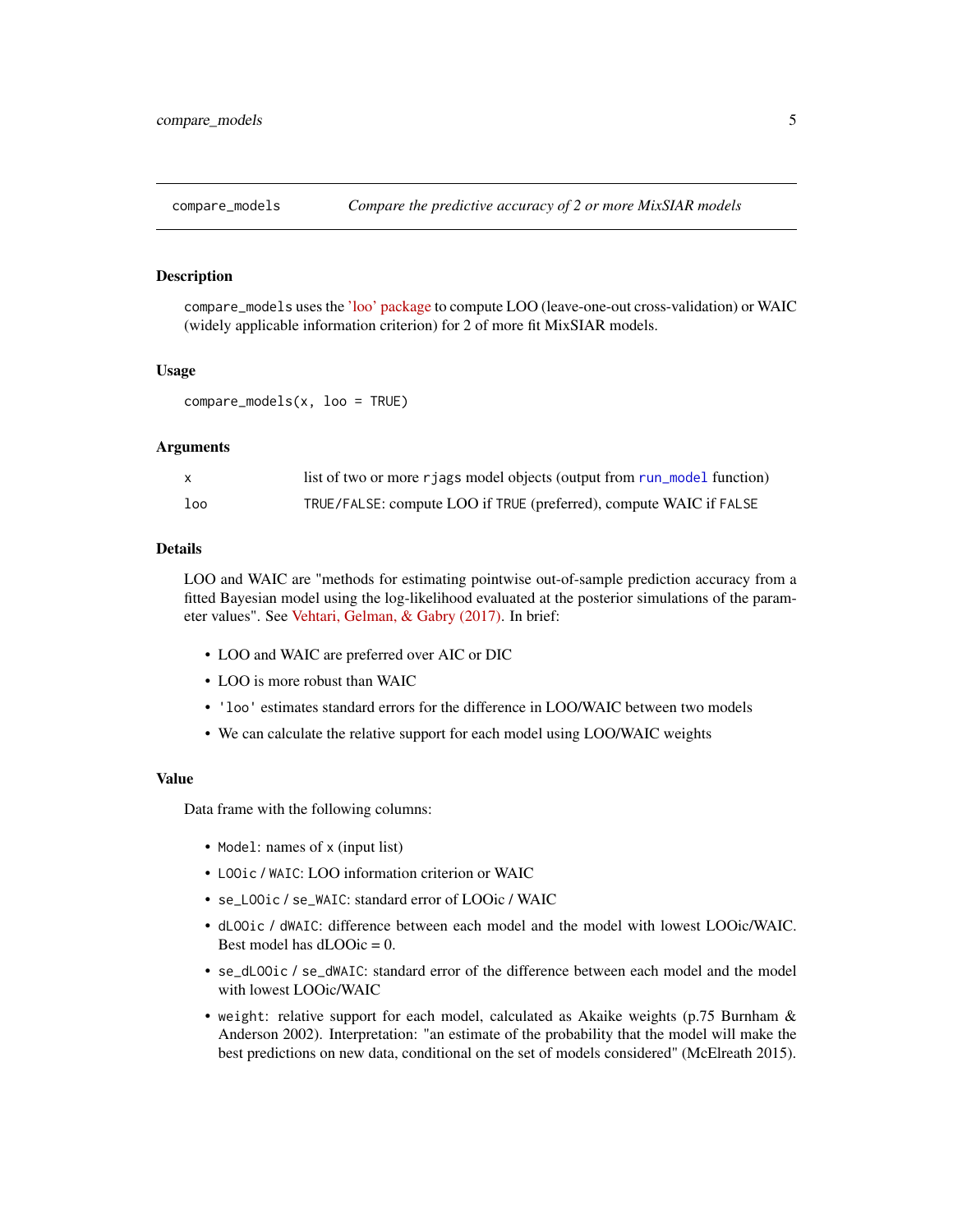compare_models — *Compare the predictive accuracy of 2 or more MixSIAR models*

## Description

`compare_models` uses the 'loo' package to compute LOO (leave-one-out cross-validation) or WAIC (widely applicable information criterion) for 2 of more fit MixSIAR models.

## Usage

```
compare_models(x, loo = TRUE)
```

## Arguments

| | |
|---|---|
| `x` | list of two or more `rjags` model objects (output from `run_model` function) |
| `loo` | `TRUE`/`FALSE`: compute LOO if `TRUE` (preferred), compute WAIC if `FALSE` |

## Details

LOO and WAIC are "methods for estimating pointwise out-of-sample prediction accuracy from a fitted Bayesian model using the log-likelihood evaluated at the posterior simulations of the parameter values". See Vehtari, Gelman, & Gabry (2017). In brief:

- LOO and WAIC are preferred over AIC or DIC
- LOO is more robust than WAIC
- `'loo'` estimates standard errors for the difference in LOO/WAIC between two models
- We can calculate the relative support for each model using LOO/WAIC weights

## Value

Data frame with the following columns:

- `Model`: names of `x` (input list)
- `LOOic` / `WAIC`: LOO information criterion or WAIC
- `se_LOOic` / `se_WAIC`: standard error of LOOic / WAIC
- `dLOOic` / `dWAIC`: difference between each model and the model with lowest LOOic/WAIC. Best model has dLOOic = 0.
- `se_dLOOic` / `se_dWAIC`: standard error of the difference between each model and the model with lowest LOOic/WAIC
- `weight`: relative support for each model, calculated as Akaike weights (p.75 Burnham & Anderson 2002). Interpretation: "an estimate of the probability that the model will make the best predictions on new data, conditional on the set of models considered" (McElreath 2015).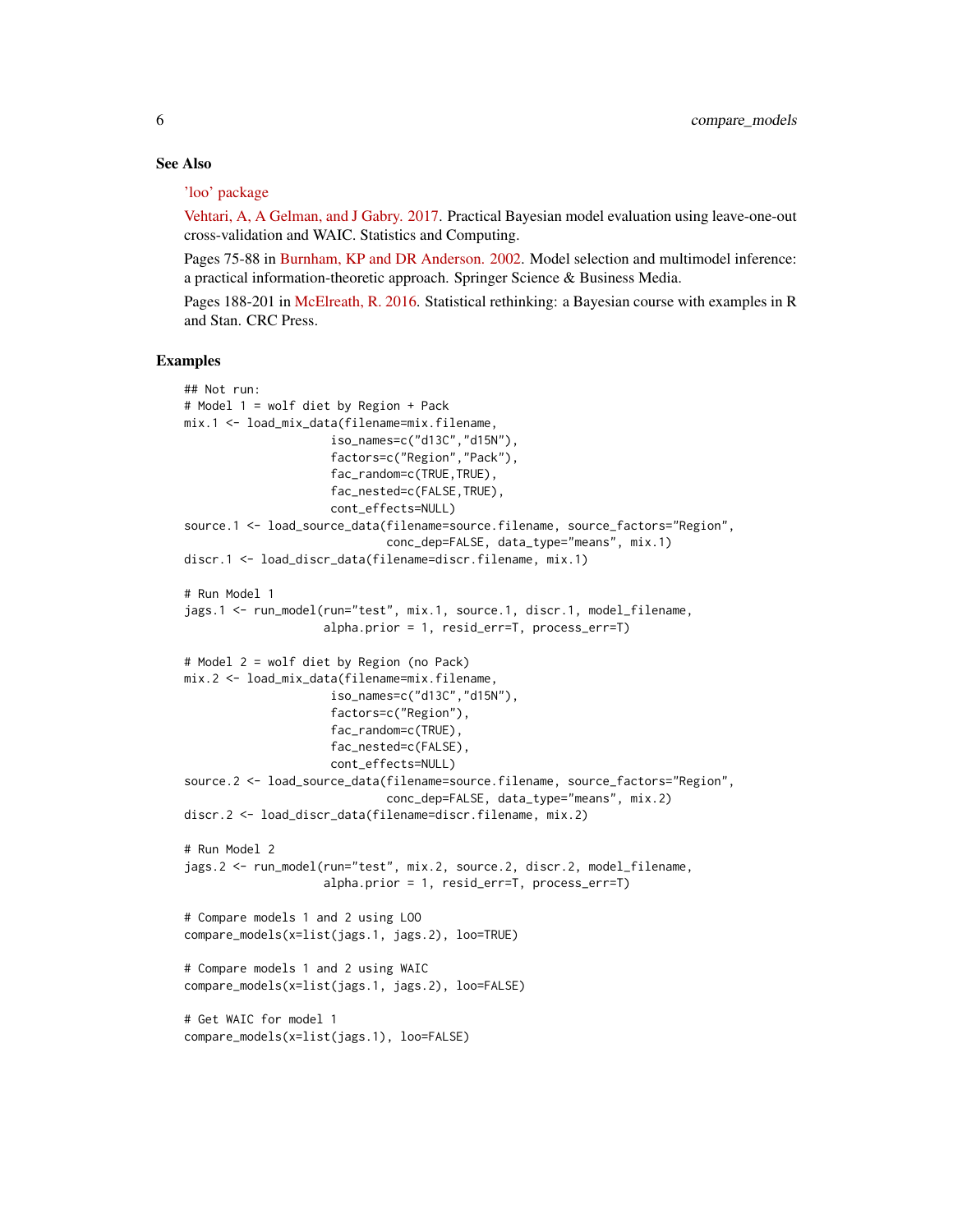## See Also

'loo' package

Vehtari, A, A Gelman, and J Gabry. 2017. Practical Bayesian model evaluation using leave-one-out cross-validation and WAIC. Statistics and Computing.

Pages 75-88 in Burnham, KP and DR Anderson. 2002. Model selection and multimodel inference: a practical information-theoretic approach. Springer Science & Business Media.

Pages 188-201 in McElreath, R. 2016. Statistical rethinking: a Bayesian course with examples in R and Stan. CRC Press.

## Examples

```
## Not run:
# Model 1 = wolf diet by Region + Pack
mix.1 <- load_mix_data(filename=mix.filename,
                       iso_names=c("d13C","d15N"),
                       factors=c("Region","Pack"),
                       fac_random=c(TRUE,TRUE),
                       fac_nested=c(FALSE,TRUE),
                       cont_effects=NULL)
source.1 <- load_source_data(filename=source.filename, source_factors="Region",
                             conc_dep=FALSE, data_type="means", mix.1)
discr.1 <- load_discr_data(filename=discr.filename, mix.1)

# Run Model 1
jags.1 <- run_model(run="test", mix.1, source.1, discr.1, model_filename,
                    alpha.prior = 1, resid_err=T, process_err=T)

# Model 2 = wolf diet by Region (no Pack)
mix.2 <- load_mix_data(filename=mix.filename,
                       iso_names=c("d13C","d15N"),
                       factors=c("Region"),
                       fac_random=c(TRUE),
                       fac_nested=c(FALSE),
                       cont_effects=NULL)
source.2 <- load_source_data(filename=source.filename, source_factors="Region",
                             conc_dep=FALSE, data_type="means", mix.2)
discr.2 <- load_discr_data(filename=discr.filename, mix.2)

# Run Model 2
jags.2 <- run_model(run="test", mix.2, source.2, discr.2, model_filename,
                    alpha.prior = 1, resid_err=T, process_err=T)

# Compare models 1 and 2 using LOO
compare_models(x=list(jags.1, jags.2), loo=TRUE)

# Compare models 1 and 2 using WAIC
compare_models(x=list(jags.1, jags.2), loo=FALSE)

# Get WAIC for model 1
compare_models(x=list(jags.1), loo=FALSE)
```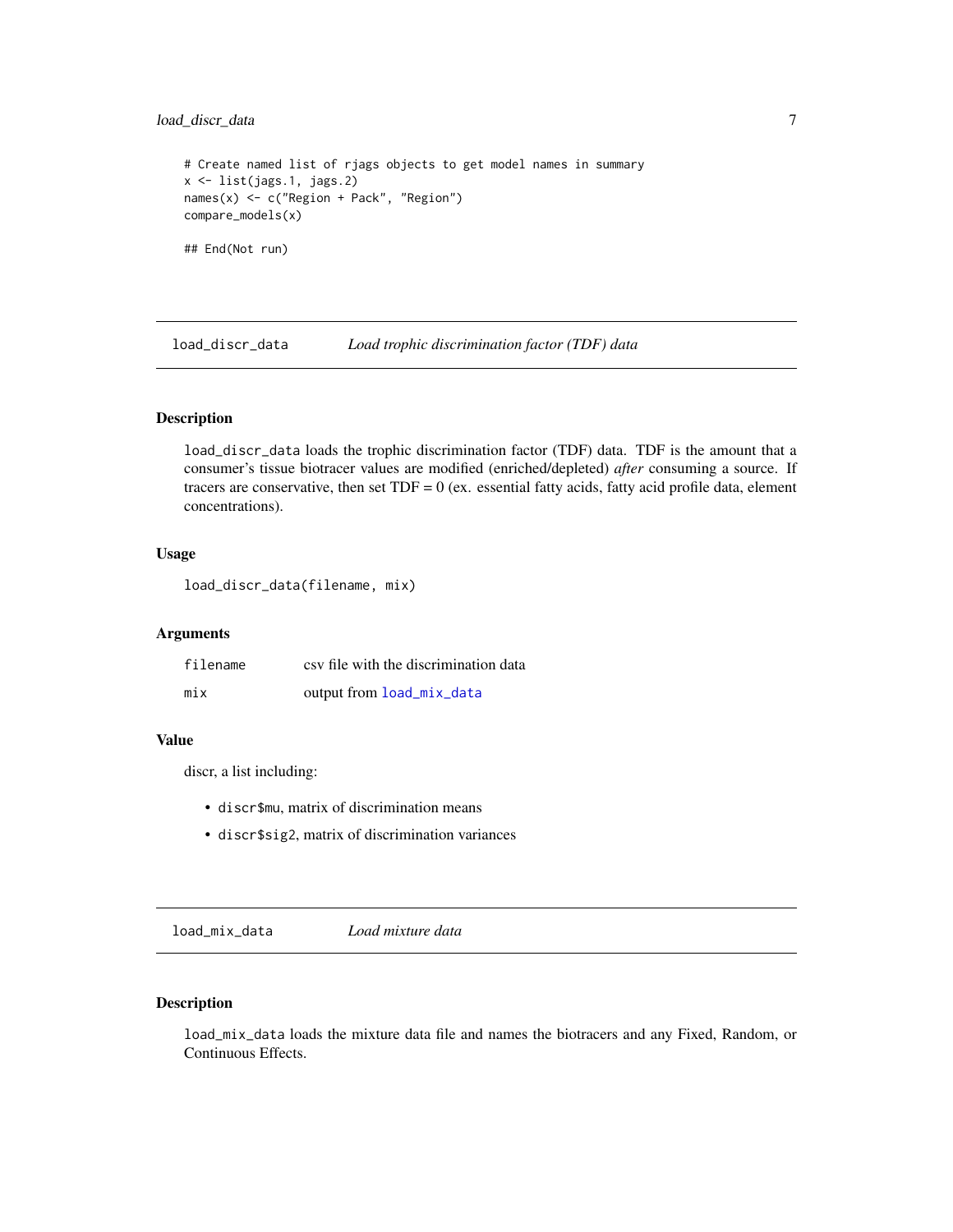```
# Create named list of rjags objects to get model names in summary
x <- list(jags.1, jags.2)
names(x) <- c("Region + Pack", "Region")
compare_models(x)

## End(Not run)
```

## load_discr_data — *Load trophic discrimination factor (TDF) data*

### Description

load_discr_data loads the trophic discrimination factor (TDF) data. TDF is the amount that a consumer's tissue biotracer values are modified (enriched/depleted) *after* consuming a source. If tracers are conservative, then set TDF = 0 (ex. essential fatty acids, fatty acid profile data, element concentrations).

### Usage

```
load_discr_data(filename, mix)
```

### Arguments

| | |
|---|---|
| filename | csv file with the discrimination data |
| mix | output from load_mix_data |

### Value

discr, a list including:

- discr$mu, matrix of discrimination means
- discr$sig2, matrix of discrimination variances

## load_mix_data — *Load mixture data*

### Description

load_mix_data loads the mixture data file and names the biotracers and any Fixed, Random, or Continuous Effects.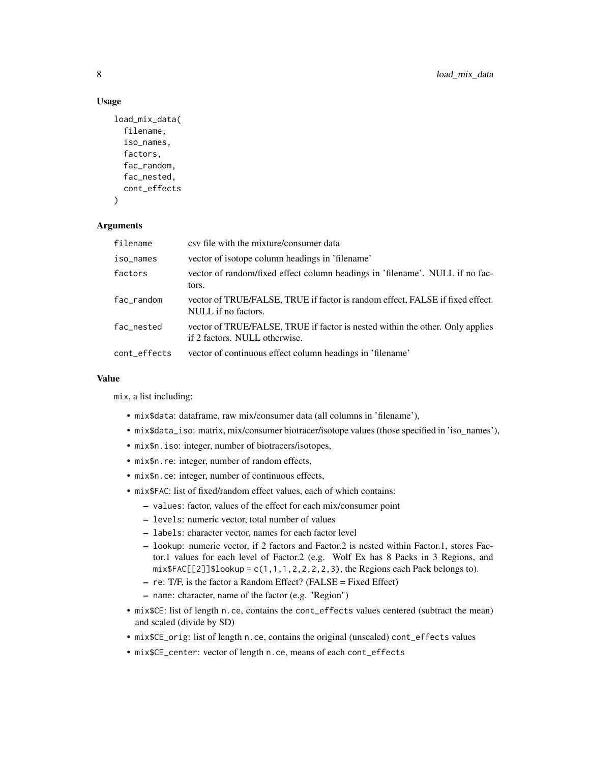### Usage

```
load_mix_data(
  filename,
  iso_names,
  factors,
  fac_random,
  fac_nested,
  cont_effects
)
```

### Arguments

| | |
|---|---|
| filename | csv file with the mixture/consumer data |
| iso_names | vector of isotope column headings in 'filename' |
| factors | vector of random/fixed effect column headings in 'filename'. NULL if no factors. |
| fac_random | vector of TRUE/FALSE, TRUE if factor is random effect, FALSE if fixed effect. NULL if no factors. |
| fac_nested | vector of TRUE/FALSE, TRUE if factor is nested within the other. Only applies if 2 factors. NULL otherwise. |
| cont_effects | vector of continuous effect column headings in 'filename' |

### Value

mix, a list including:

- mix$data: dataframe, raw mix/consumer data (all columns in 'filename'),
- mix$data_iso: matrix, mix/consumer biotracer/isotope values (those specified in 'iso_names'),
- mix$n.iso: integer, number of biotracers/isotopes,
- mix$n.re: integer, number of random effects,
- mix$n.ce: integer, number of continuous effects,
- mix$FAC: list of fixed/random effect values, each of which contains:
  - values: factor, values of the effect for each mix/consumer point
  - levels: numeric vector, total number of values
  - labels: character vector, names for each factor level
  - lookup: numeric vector, if 2 factors and Factor.2 is nested within Factor.1, stores Factor.1 values for each level of Factor.2 (e.g. Wolf Ex has 8 Packs in 3 Regions, and mix$FAC[[2]]$lookup = c(1,1,1,2,2,2,2,3), the Regions each Pack belongs to).
  - re: T/F, is the factor a Random Effect? (FALSE = Fixed Effect)
  - name: character, name of the factor (e.g. "Region")
- mix$CE: list of length n.ce, contains the cont_effects values centered (subtract the mean) and scaled (divide by SD)
- mix$CE_orig: list of length n.ce, contains the original (unscaled) cont_effects values
- mix$CE_center: vector of length n.ce, means of each cont_effects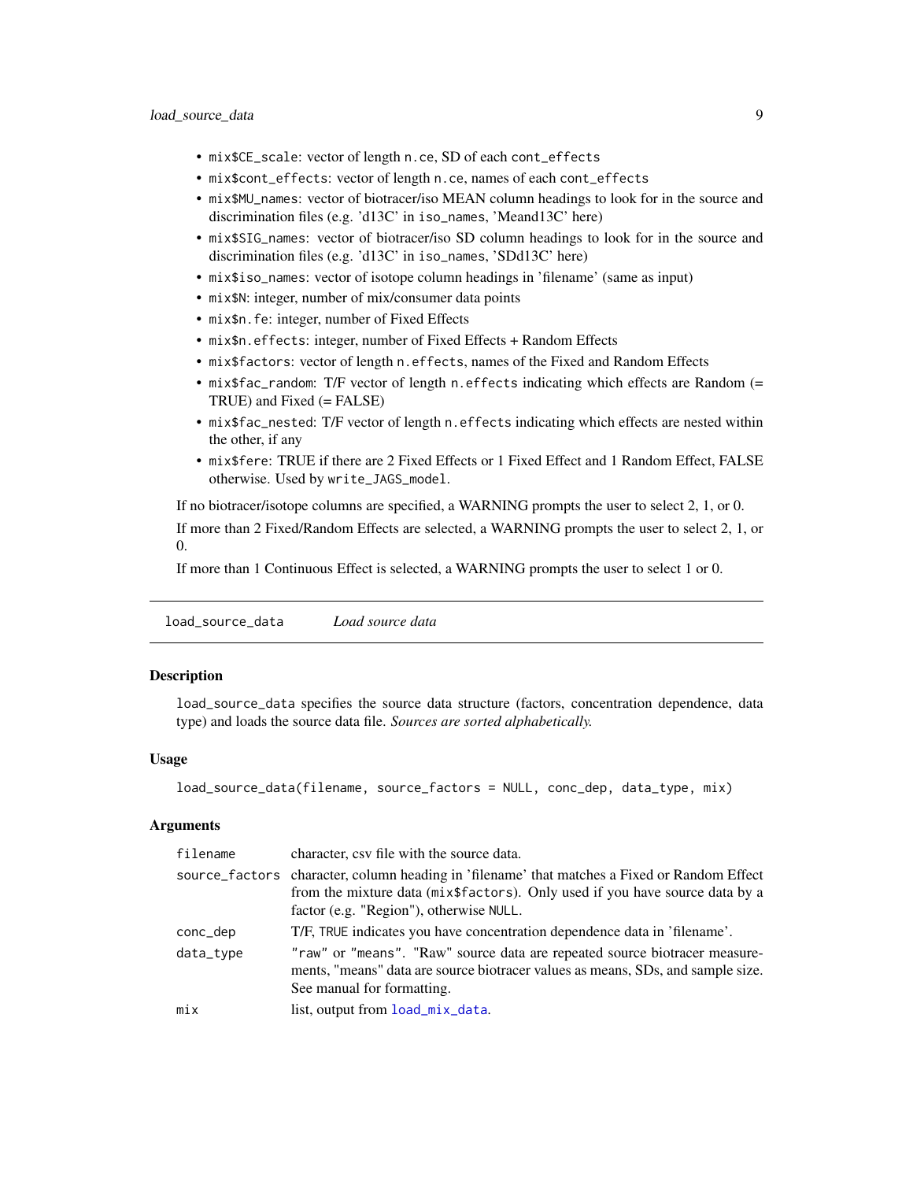- `mix$CE_scale`: vector of length `n.ce`, SD of each `cont_effects`
- `mix$cont_effects`: vector of length `n.ce`, names of each `cont_effects`
- `mix$MU_names`: vector of biotracer/iso MEAN column headings to look for in the source and discrimination files (e.g. 'd13C' in `iso_names`, 'Meand13C' here)
- `mix$SIG_names`: vector of biotracer/iso SD column headings to look for in the source and discrimination files (e.g. 'd13C' in `iso_names`, 'SDd13C' here)
- `mix$iso_names`: vector of isotope column headings in 'filename' (same as input)
- `mix$N`: integer, number of mix/consumer data points
- `mix$n.fe`: integer, number of Fixed Effects
- `mix$n.effects`: integer, number of Fixed Effects + Random Effects
- `mix$factors`: vector of length `n.effects`, names of the Fixed and Random Effects
- `mix$fac_random`: T/F vector of length `n.effects` indicating which effects are Random (= TRUE) and Fixed (= FALSE)
- `mix$fac_nested`: T/F vector of length `n.effects` indicating which effects are nested within the other, if any
- `mix$fere`: TRUE if there are 2 Fixed Effects or 1 Fixed Effect and 1 Random Effect, FALSE otherwise. Used by `write_JAGS_model`.

If no biotracer/isotope columns are specified, a WARNING prompts the user to select 2, 1, or 0.

If more than 2 Fixed/Random Effects are selected, a WARNING prompts the user to select 2, 1, or 0.

If more than 1 Continuous Effect is selected, a WARNING prompts the user to select 1 or 0.

---

## `load_source_data` *Load source data*

### Description

`load_source_data` specifies the source data structure (factors, concentration dependence, data type) and loads the source data file. *Sources are sorted alphabetically.*

### Usage

```
load_source_data(filename, source_factors = NULL, conc_dep, data_type, mix)
```

### Arguments

| | |
|---|---|
| `filename` | character, csv file with the source data. |
| `source_factors` | character, column heading in 'filename' that matches a Fixed or Random Effect from the mixture data (`mix$factors`). Only used if you have source data by a factor (e.g. "Region"), otherwise `NULL`. |
| `conc_dep` | T/F, `TRUE` indicates you have concentration dependence data in 'filename'. |
| `data_type` | `"raw"` or `"means"`. "Raw" source data are repeated source biotracer measurements, "means" data are source biotracer values as means, SDs, and sample size. See manual for formatting. |
| `mix` | list, output from `load_mix_data`. |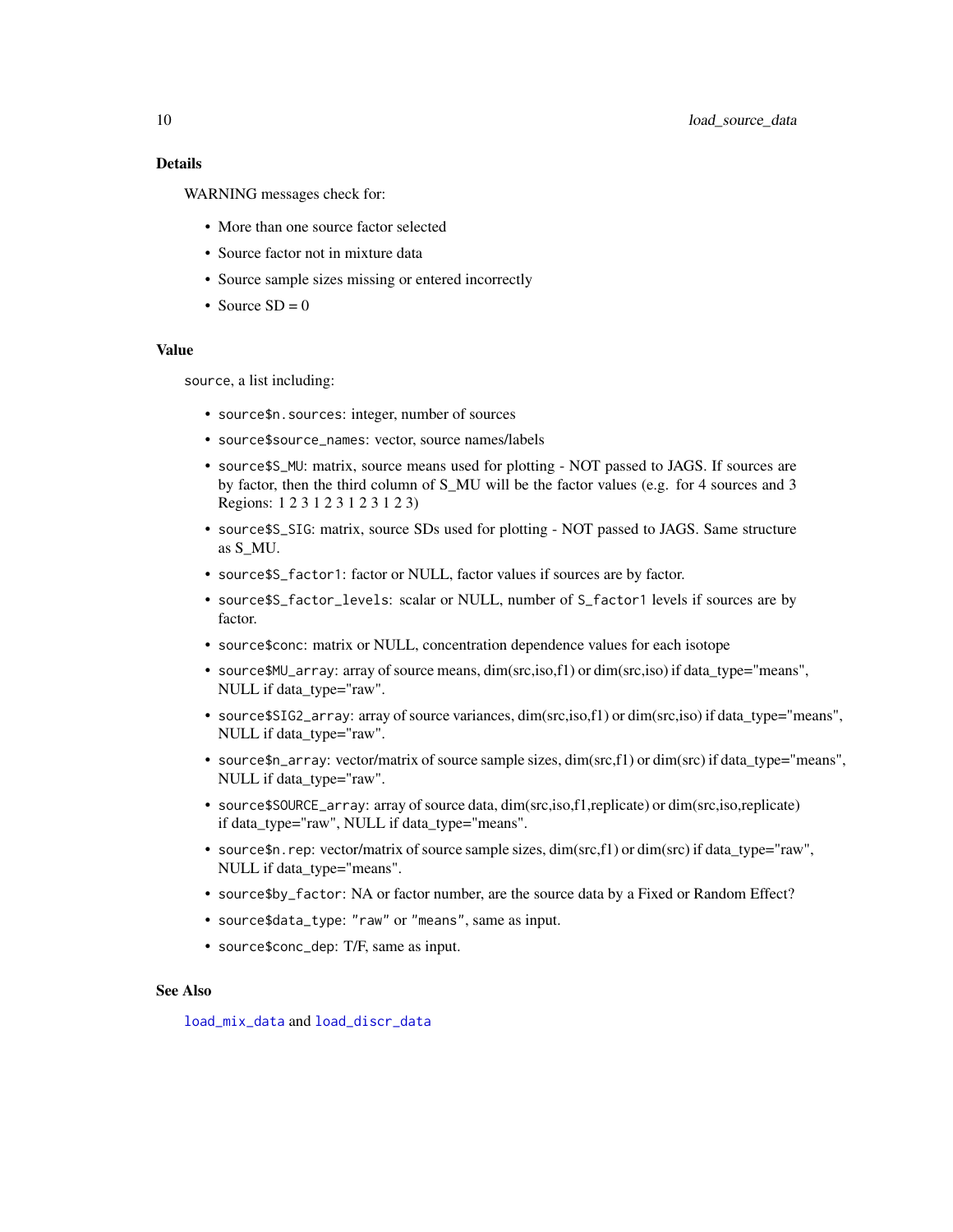### Details

WARNING messages check for:

- More than one source factor selected
- Source factor not in mixture data
- Source sample sizes missing or entered incorrectly
- Source SD = 0

### Value

`source`, a list including:

- `source$n.sources`: integer, number of sources
- `source$source_names`: vector, source names/labels
- `source$S_MU`: matrix, source means used for plotting - NOT passed to JAGS. If sources are by factor, then the third column of S_MU will be the factor values (e.g. for 4 sources and 3 Regions: 1 2 3 1 2 3 1 2 3 1 2 3)
- `source$S_SIG`: matrix, source SDs used for plotting - NOT passed to JAGS. Same structure as S_MU.
- `source$S_factor1`: factor or NULL, factor values if sources are by factor.
- `source$S_factor_levels`: scalar or NULL, number of `S_factor1` levels if sources are by factor.
- `source$conc`: matrix or NULL, concentration dependence values for each isotope
- `source$MU_array`: array of source means, dim(src,iso,f1) or dim(src,iso) if data_type="means", NULL if data_type="raw".
- `source$SIG2_array`: array of source variances, dim(src,iso,f1) or dim(src,iso) if data_type="means", NULL if data_type="raw".
- `source$n_array`: vector/matrix of source sample sizes, dim(src,f1) or dim(src) if data_type="means", NULL if data_type="raw".
- `source$SOURCE_array`: array of source data, dim(src,iso,f1,replicate) or dim(src,iso,replicate) if data_type="raw", NULL if data_type="means".
- `source$n.rep`: vector/matrix of source sample sizes, dim(src,f1) or dim(src) if data_type="raw", NULL if data_type="means".
- `source$by_factor`: NA or factor number, are the source data by a Fixed or Random Effect?
- `source$data_type`: `"raw"` or `"means"`, same as input.
- `source$conc_dep`: T/F, same as input.

### See Also

`load_mix_data` and `load_discr_data`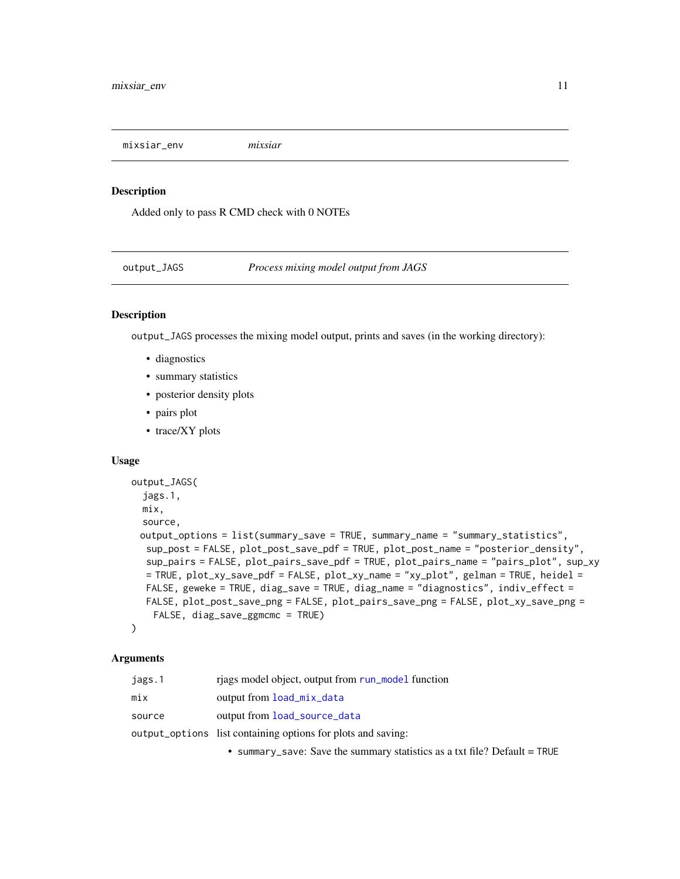## mixsiar_env *mixsiar*

### Description

Added only to pass R CMD check with 0 NOTEs

## output_JAGS *Process mixing model output from JAGS*

### Description

output_JAGS processes the mixing model output, prints and saves (in the working directory):

- diagnostics
- summary statistics
- posterior density plots
- pairs plot
- trace/XY plots

### Usage

```
output_JAGS(
  jags.1,
  mix,
  source,
  output_options = list(summary_save = TRUE, summary_name = "summary_statistics",
   sup_post = FALSE, plot_post_save_pdf = TRUE, plot_post_name = "posterior_density",
   sup_pairs = FALSE, plot_pairs_save_pdf = TRUE, plot_pairs_name = "pairs_plot", sup_xy
   = TRUE, plot_xy_save_pdf = FALSE, plot_xy_name = "xy_plot", gelman = TRUE, heidel =
   FALSE, geweke = TRUE, diag_save = TRUE, diag_name = "diagnostics", indiv_effect =
   FALSE, plot_post_save_png = FALSE, plot_pairs_save_png = FALSE, plot_xy_save_png =
     FALSE, diag_save_ggmcmc = TRUE)
)
```

### Arguments

| | |
|---|---|
| jags.1 | rjags model object, output from run_model function |
| mix | output from load_mix_data |
| source | output from load_source_data |
| output_options | list containing options for plots and saving:<br>• summary_save: Save the summary statistics as a txt file? Default = TRUE |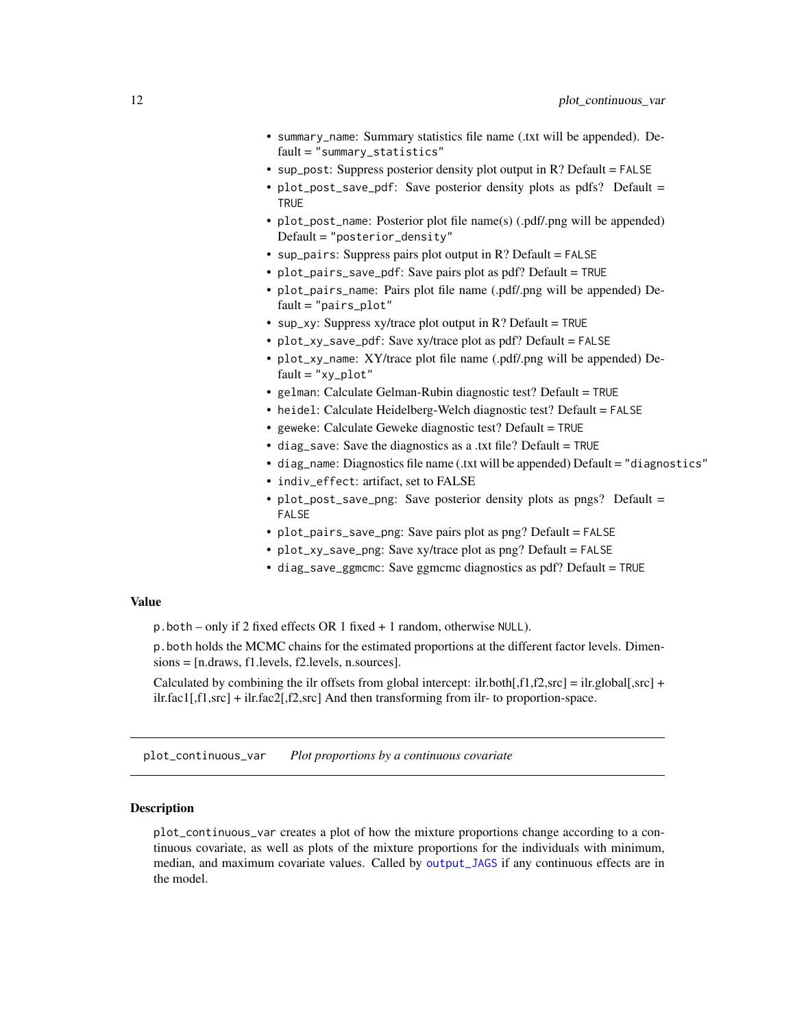- `summary_name`: Summary statistics file name (.txt will be appended). Default = `"summary_statistics"`
- `sup_post`: Suppress posterior density plot output in R? Default = `FALSE`
- `plot_post_save_pdf`: Save posterior density plots as pdfs? Default = `TRUE`
- `plot_post_name`: Posterior plot file name(s) (.pdf/.png will be appended) Default = `"posterior_density"`
- `sup_pairs`: Suppress pairs plot output in R? Default = `FALSE`
- `plot_pairs_save_pdf`: Save pairs plot as pdf? Default = `TRUE`
- `plot_pairs_name`: Pairs plot file name (.pdf/.png will be appended) Default = `"pairs_plot"`
- `sup_xy`: Suppress xy/trace plot output in R? Default = `TRUE`
- `plot_xy_save_pdf`: Save xy/trace plot as pdf? Default = `FALSE`
- `plot_xy_name`: XY/trace plot file name (.pdf/.png will be appended) Default = `"xy_plot"`
- `gelman`: Calculate Gelman-Rubin diagnostic test? Default = `TRUE`
- `heidel`: Calculate Heidelberg-Welch diagnostic test? Default = `FALSE`
- `geweke`: Calculate Geweke diagnostic test? Default = `TRUE`
- `diag_save`: Save the diagnostics as a .txt file? Default = `TRUE`
- `diag_name`: Diagnostics file name (.txt will be appended) Default = `"diagnostics"`
- `indiv_effect`: artifact, set to FALSE
- `plot_post_save_png`: Save posterior density plots as pngs? Default = `FALSE`
- `plot_pairs_save_png`: Save pairs plot as png? Default = `FALSE`
- `plot_xy_save_png`: Save xy/trace plot as png? Default = `FALSE`
- `diag_save_ggmcmc`: Save ggmcmc diagnostics as pdf? Default = `TRUE`

### Value

`p.both` – only if 2 fixed effects OR 1 fixed + 1 random, otherwise `NULL`).

`p.both` holds the MCMC chains for the estimated proportions at the different factor levels. Dimensions = [n.draws, f1.levels, f2.levels, n.sources].

Calculated by combining the ilr offsets from global intercept: ilr.both[,f1,f2,src] = ilr.global[,src] + ilr.fac1[,f1,src] + ilr.fac2[,f2,src] And then transforming from ilr- to proportion-space.

---

## plot_continuous_var — *Plot proportions by a continuous covariate*

### Description

`plot_continuous_var` creates a plot of how the mixture proportions change according to a continuous covariate, as well as plots of the mixture proportions for the individuals with minimum, median, and maximum covariate values. Called by `output_JAGS` if any continuous effects are in the model.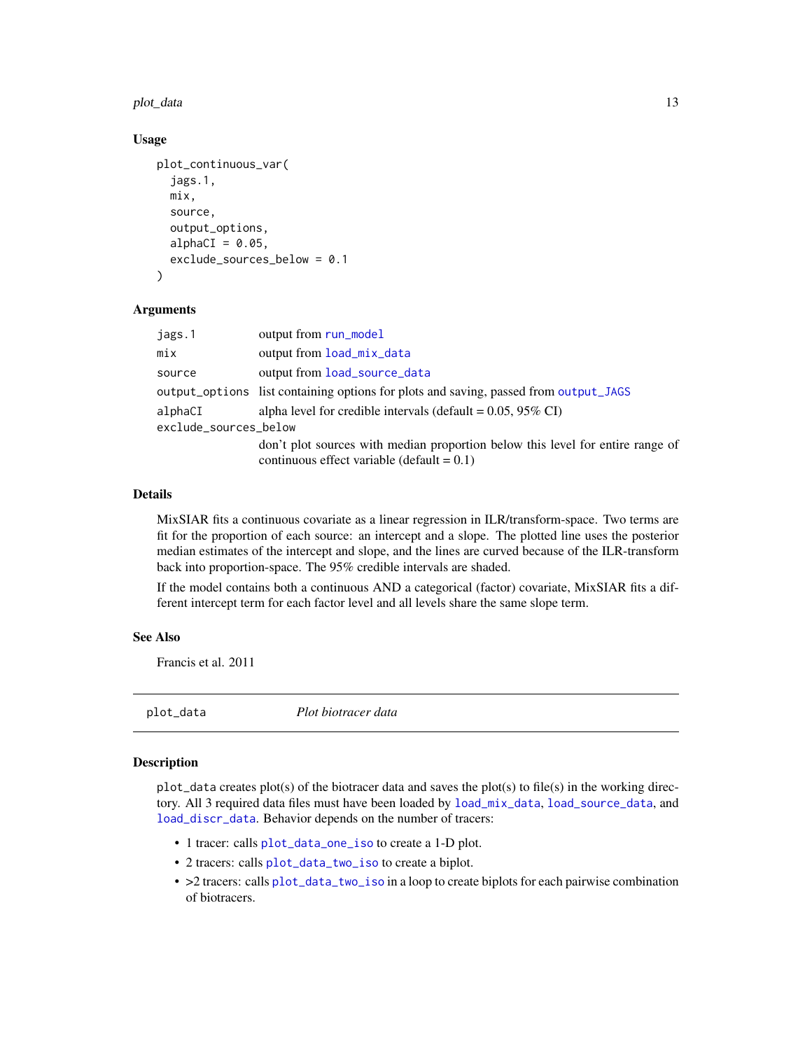## Usage

```
plot_continuous_var(
  jags.1,
  mix,
  source,
  output_options,
  alphaCI = 0.05,
  exclude_sources_below = 0.1
)
```

## Arguments

| | |
|---|---|
| jags.1 | output from run_model |
| mix | output from load_mix_data |
| source | output from load_source_data |
| output_options | list containing options for plots and saving, passed from output_JAGS |
| alphaCI | alpha level for credible intervals (default = 0.05, 95% CI) |
| exclude_sources_below | don't plot sources with median proportion below this level for entire range of continuous effect variable (default = 0.1) |

## Details

MixSIAR fits a continuous covariate as a linear regression in ILR/transform-space. Two terms are fit for the proportion of each source: an intercept and a slope. The plotted line uses the posterior median estimates of the intercept and slope, and the lines are curved because of the ILR-transform back into proportion-space. The 95% credible intervals are shaded.

If the model contains both a continuous AND a categorical (factor) covariate, MixSIAR fits a different intercept term for each factor level and all levels share the same slope term.

## See Also

Francis et al. 2011

---

# plot_data    *Plot biotracer data*

---

## Description

plot_data creates plot(s) of the biotracer data and saves the plot(s) to file(s) in the working directory. All 3 required data files must have been loaded by load_mix_data, load_source_data, and load_discr_data. Behavior depends on the number of tracers:

- 1 tracer: calls plot_data_one_iso to create a 1-D plot.
- 2 tracers: calls plot_data_two_iso to create a biplot.
- >2 tracers: calls plot_data_two_iso in a loop to create biplots for each pairwise combination of biotracers.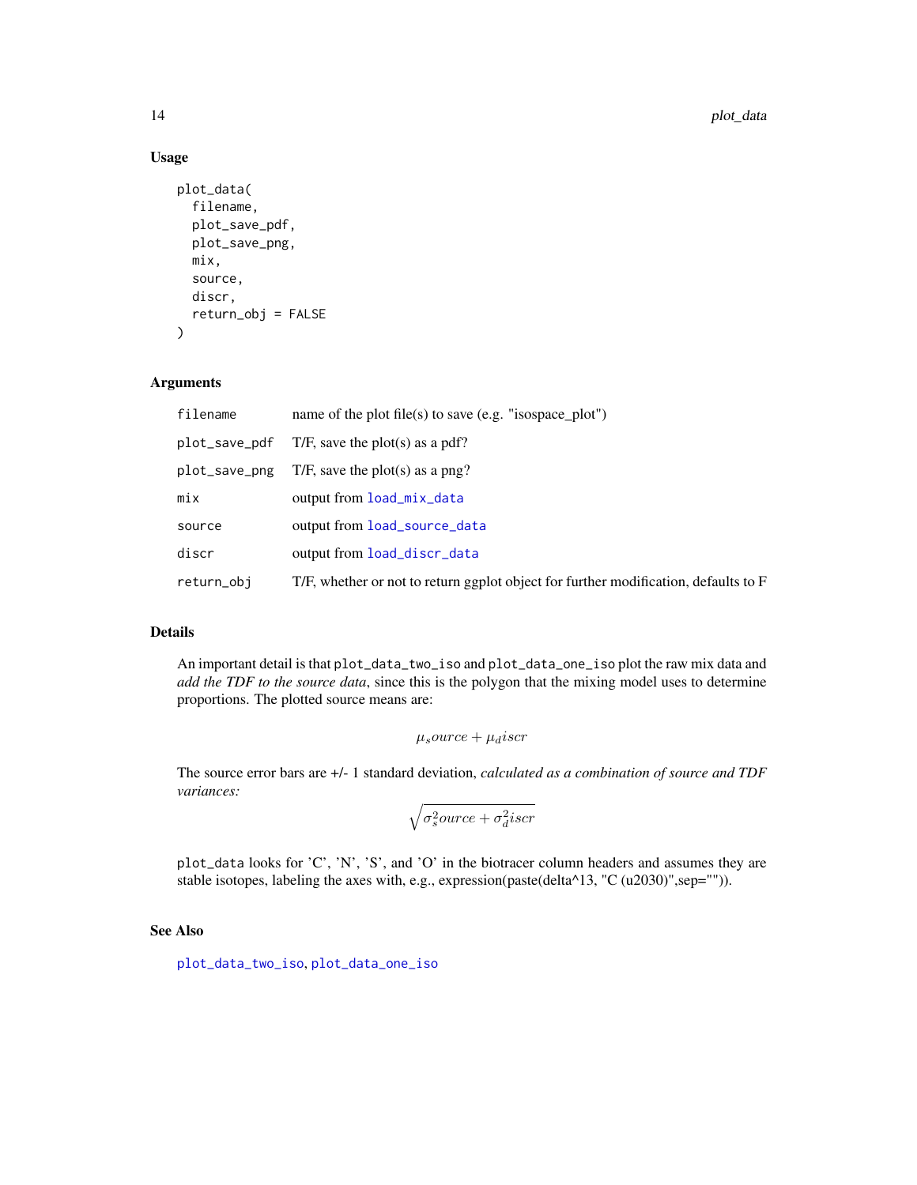## Usage

```
plot_data(
  filename,
  plot_save_pdf,
  plot_save_png,
  mix,
  source,
  discr,
  return_obj = FALSE
)
```

## Arguments

| | |
|---|---|
| filename | name of the plot file(s) to save (e.g. "isospace_plot") |
| plot_save_pdf | T/F, save the plot(s) as a pdf? |
| plot_save_png | T/F, save the plot(s) as a png? |
| mix | output from load_mix_data |
| source | output from load_source_data |
| discr | output from load_discr_data |
| return_obj | T/F, whether or not to return ggplot object for further modification, defaults to F |

## Details

An important detail is that plot_data_two_iso and plot_data_one_iso plot the raw mix data and *add the TDF to the source data*, since this is the polygon that the mixing model uses to determine proportions. The plotted source means are:

$$\mu_source + \mu_discr$$

The source error bars are +/- 1 standard deviation, *calculated as a combination of source and TDF variances:*

$$\sqrt{\sigma_s^2 ource + \sigma_d^2 iscr}$$

plot_data looks for 'C', 'N', 'S', and 'O' in the biotracer column headers and assumes they are stable isotopes, labeling the axes with, e.g., expression(paste(delta^13, "C (u2030)",sep="")).

## See Also

plot_data_two_iso, plot_data_one_iso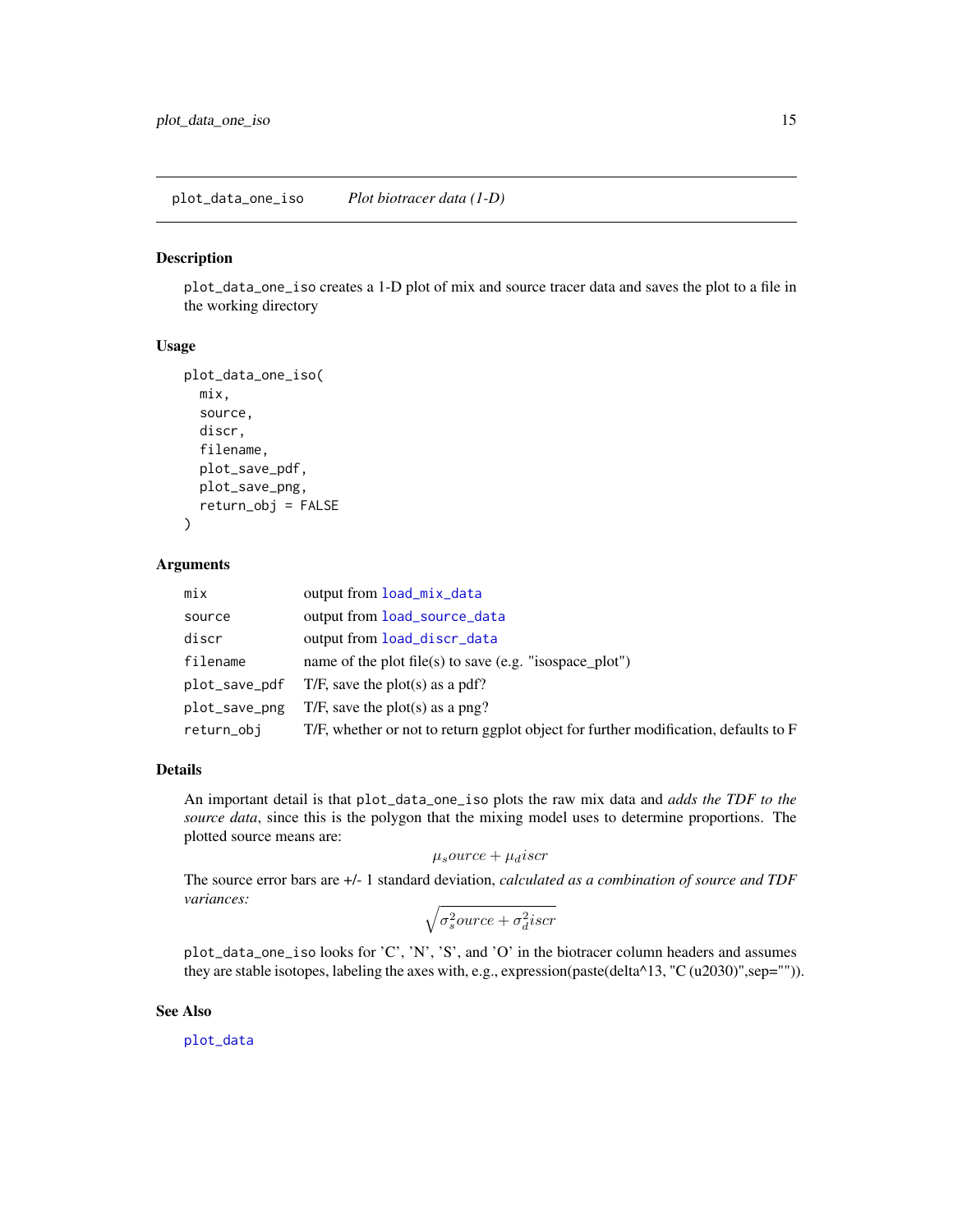plot_data_one_iso *Plot biotracer data (1-D)*

### Description

plot_data_one_iso creates a 1-D plot of mix and source tracer data and saves the plot to a file in the working directory

### Usage

```
plot_data_one_iso(
  mix,
  source,
  discr,
  filename,
  plot_save_pdf,
  plot_save_png,
  return_obj = FALSE
)
```

### Arguments

| | |
|---|---|
| mix | output from load_mix_data |
| source | output from load_source_data |
| discr | output from load_discr_data |
| filename | name of the plot file(s) to save (e.g. "isospace_plot") |
| plot_save_pdf | T/F, save the plot(s) as a pdf? |
| plot_save_png | T/F, save the plot(s) as a png? |
| return_obj | T/F, whether or not to return ggplot object for further modification, defaults to F |

### Details

An important detail is that plot_data_one_iso plots the raw mix data and *adds the TDF to the source data*, since this is the polygon that the mixing model uses to determine proportions. The plotted source means are:

$$\mu_source + \mu_discr$$

The source error bars are +/- 1 standard deviation, *calculated as a combination of source and TDF variances:*

$$\sqrt{\sigma^2_source + \sigma^2_discr}$$

plot_data_one_iso looks for 'C', 'N', 'S', and 'O' in the biotracer column headers and assumes they are stable isotopes, labeling the axes with, e.g., expression(paste(delta^13, "C (u2030)",sep="")).

### See Also

plot_data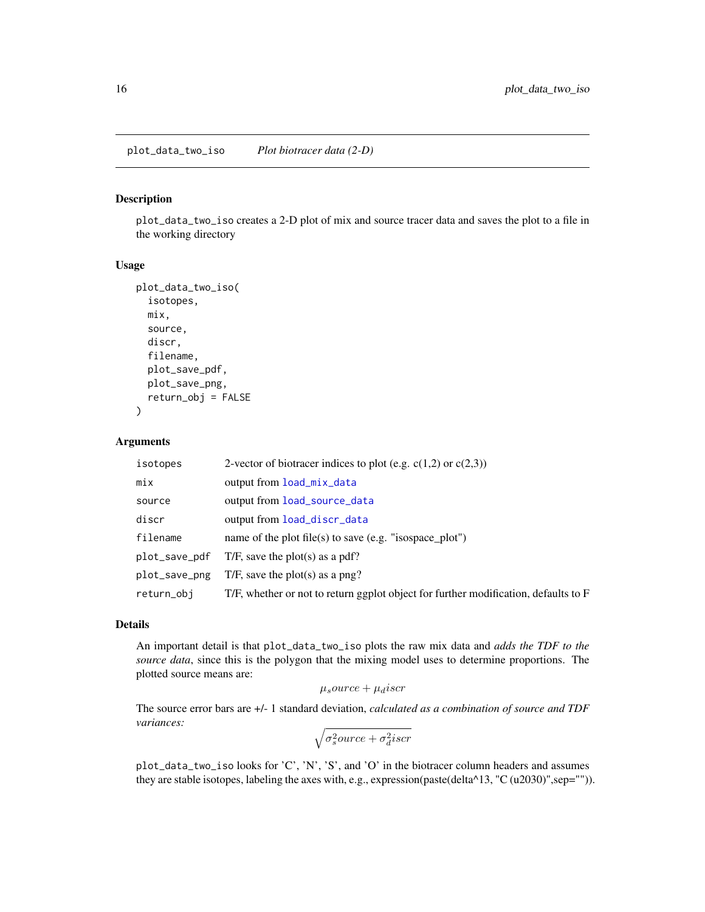plot_data_two_iso — *Plot biotracer data (2-D)*

### Description

`plot_data_two_iso` creates a 2-D plot of mix and source tracer data and saves the plot to a file in the working directory

### Usage

```
plot_data_two_iso(
  isotopes,
  mix,
  source,
  discr,
  filename,
  plot_save_pdf,
  plot_save_png,
  return_obj = FALSE
)
```

### Arguments

| | |
|---|---|
| isotopes | 2-vector of biotracer indices to plot (e.g. c(1,2) or c(2,3)) |
| mix | output from load_mix_data |
| source | output from load_source_data |
| discr | output from load_discr_data |
| filename | name of the plot file(s) to save (e.g. "isospace_plot") |
| plot_save_pdf | T/F, save the plot(s) as a pdf? |
| plot_save_png | T/F, save the plot(s) as a png? |
| return_obj | T/F, whether or not to return ggplot object for further modification, defaults to F |

### Details

An important detail is that `plot_data_two_iso` plots the raw mix data and *adds the TDF to the source data*, since this is the polygon that the mixing model uses to determine proportions. The plotted source means are:

$$\mu_source + \mu_discr$$

The source error bars are +/- 1 standard deviation, *calculated as a combination of source and TDF variances:*

$$\sqrt{\sigma_s^2ource + \sigma_d^2iscr}$$

`plot_data_two_iso` looks for 'C', 'N', 'S', and 'O' in the biotracer column headers and assumes they are stable isotopes, labeling the axes with, e.g., expression(paste(delta^13, "C (u2030)",sep="")).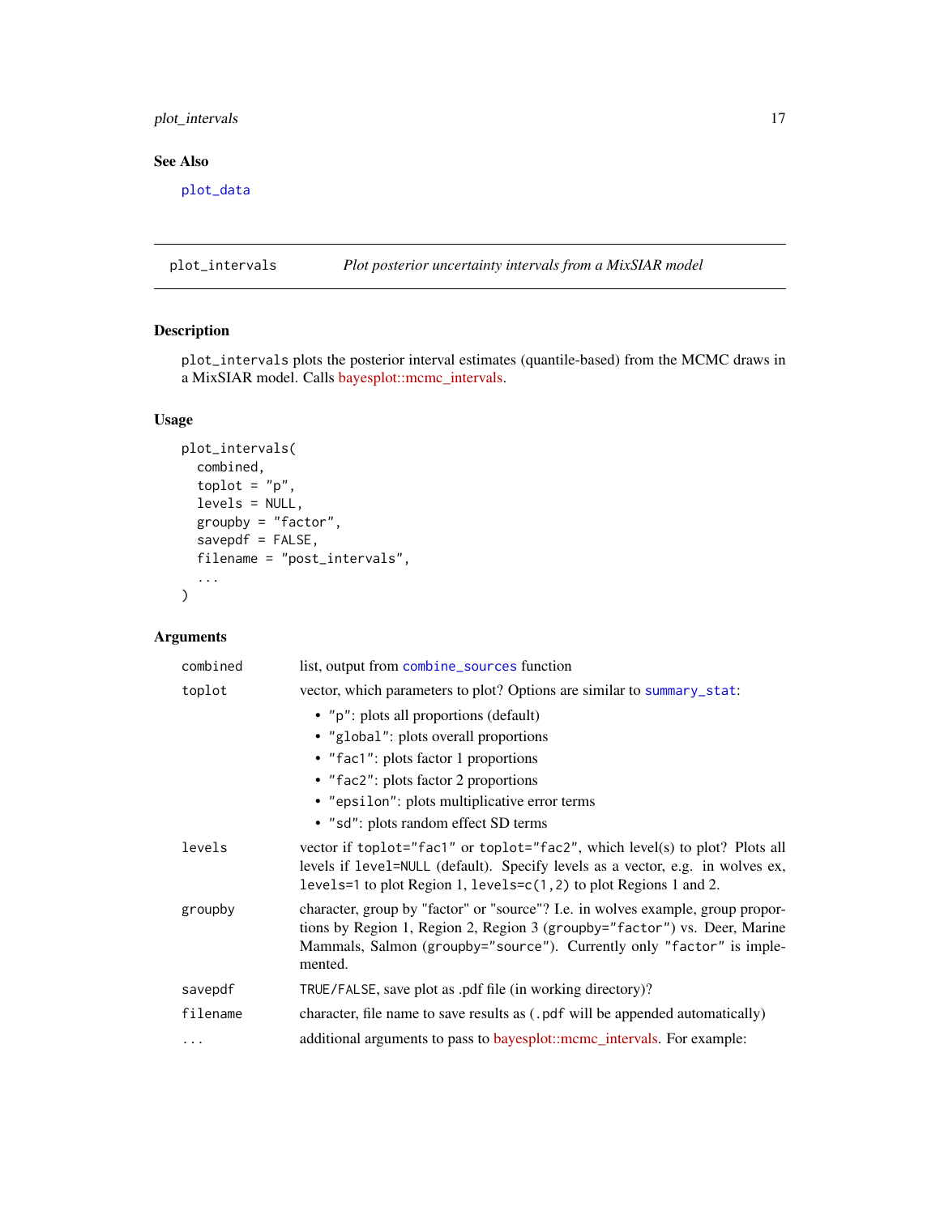### See Also

`plot_data`

---

## plot_intervals — *Plot posterior uncertainty intervals from a MixSIAR model*

### Description

`plot_intervals` plots the posterior interval estimates (quantile-based) from the MCMC draws in a MixSIAR model. Calls bayesplot::mcmc_intervals.

### Usage

```
plot_intervals(
  combined,
  toplot = "p",
  levels = NULL,
  groupby = "factor",
  savepdf = FALSE,
  filename = "post_intervals",
  ...
)
```

### Arguments

| Argument | Description |
|---|---|
| `combined` | list, output from `combine_sources` function |
| `toplot` | vector, which parameters to plot? Options are similar to `summary_stat`:<br>• `"p"`: plots all proportions (default)<br>• `"global"`: plots overall proportions<br>• `"fac1"`: plots factor 1 proportions<br>• `"fac2"`: plots factor 2 proportions<br>• `"epsilon"`: plots multiplicative error terms<br>• `"sd"`: plots random effect SD terms |
| `levels` | vector if `toplot="fac1"` or `toplot="fac2"`, which level(s) to plot? Plots all levels if `level=NULL` (default). Specify levels as a vector, e.g. in wolves ex, `levels=1` to plot Region 1, `levels=c(1,2)` to plot Regions 1 and 2. |
| `groupby` | character, group by "factor" or "source"? I.e. in wolves example, group proportions by Region 1, Region 2, Region 3 (`groupby="factor"`) vs. Deer, Marine Mammals, Salmon (`groupby="source"`). Currently only `"factor"` is implemented. |
| `savepdf` | `TRUE/FALSE`, save plot as .pdf file (in working directory)? |
| `filename` | character, file name to save results as (`.pdf` will be appended automatically) |
| `...` | additional arguments to pass to bayesplot::mcmc_intervals. For example: |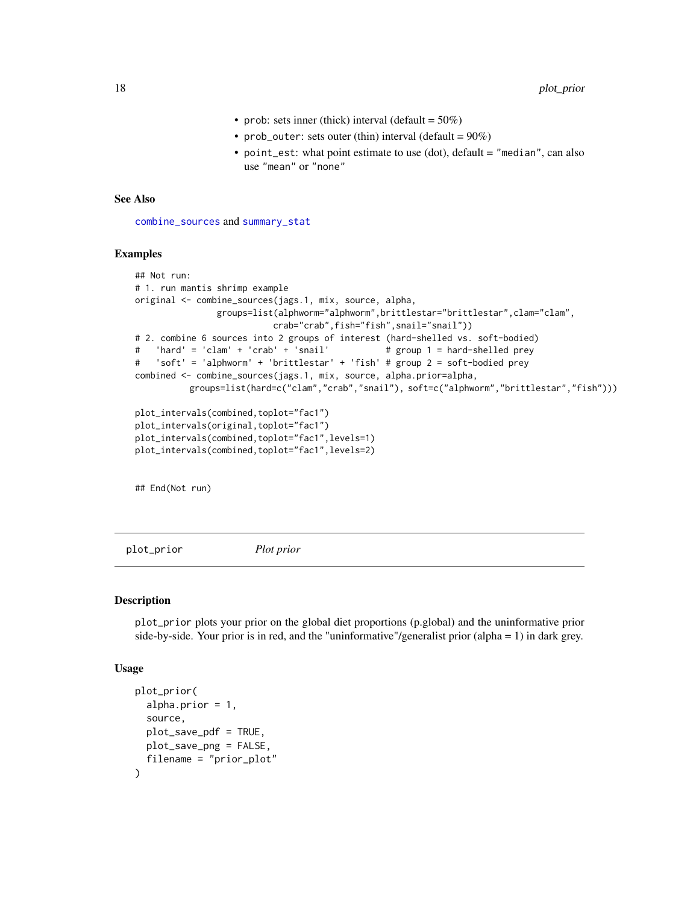- prob: sets inner (thick) interval (default = 50%)
- prob_outer: sets outer (thin) interval (default = 90%)
- point_est: what point estimate to use (dot), default = "median", can also use "mean" or "none"

### See Also

combine_sources and summary_stat

### Examples

```
## Not run:
# 1. run mantis shrimp example
original <- combine_sources(jags.1, mix, source, alpha,
              groups=list(alphworm="alphworm",brittlestar="brittlestar",clam="clam",
                          crab="crab",fish="fish",snail="snail"))
# 2. combine 6 sources into 2 groups of interest (hard-shelled vs. soft-bodied)
#   'hard' = 'clam' + 'crab' + 'snail'           # group 1 = hard-shelled prey
#   'soft' = 'alphworm' + 'brittlestar' + 'fish' # group 2 = soft-bodied prey
combined <- combine_sources(jags.1, mix, source, alpha.prior=alpha,
          groups=list(hard=c("clam","crab","snail"), soft=c("alphworm","brittlestar","fish")))

plot_intervals(combined,toplot="fac1")
plot_intervals(original,toplot="fac1")
plot_intervals(combined,toplot="fac1",levels=1)
plot_intervals(combined,toplot="fac1",levels=2)


## End(Not run)
```

## plot_prior    *Plot prior*

### Description

plot_prior plots your prior on the global diet proportions (p.global) and the uninformative prior side-by-side. Your prior is in red, and the "uninformative"/generalist prior (alpha = 1) in dark grey.

### Usage

```
plot_prior(
  alpha.prior = 1,
  source,
  plot_save_pdf = TRUE,
  plot_save_png = FALSE,
  filename = "prior_plot"
)
```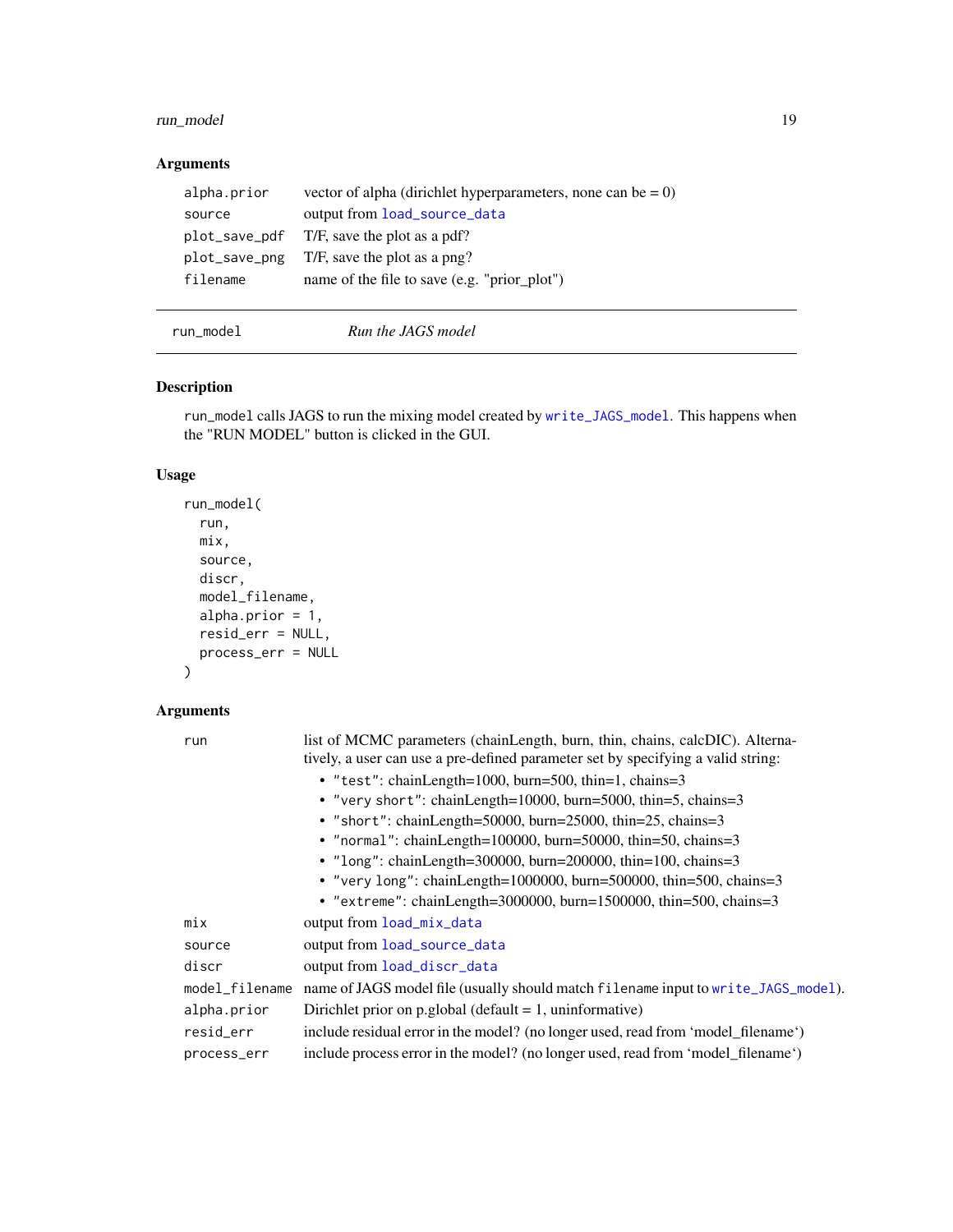### Arguments

| | |
|---|---|
| alpha.prior | vector of alpha (dirichlet hyperparameters, none can be = 0) |
| source | output from load_source_data |
| plot_save_pdf | T/F, save the plot as a pdf? |
| plot_save_png | T/F, save the plot as a png? |
| filename | name of the file to save (e.g. "prior_plot") |

---

## run_model *Run the JAGS model*

---

### Description

run_model calls JAGS to run the mixing model created by write_JAGS_model. This happens when the "RUN MODEL" button is clicked in the GUI.

### Usage

```
run_model(
  run,
  mix,
  source,
  discr,
  model_filename,
  alpha.prior = 1,
  resid_err = NULL,
  process_err = NULL
)
```

### Arguments

run
: list of MCMC parameters (chainLength, burn, thin, chains, calcDIC). Alternatively, a user can use a pre-defined parameter set by specifying a valid string:
  - "test": chainLength=1000, burn=500, thin=1, chains=3
  - "very short": chainLength=10000, burn=5000, thin=5, chains=3
  - "short": chainLength=50000, burn=25000, thin=25, chains=3
  - "normal": chainLength=100000, burn=50000, thin=50, chains=3
  - "long": chainLength=300000, burn=200000, thin=100, chains=3
  - "very long": chainLength=1000000, burn=500000, thin=500, chains=3
  - "extreme": chainLength=3000000, burn=1500000, thin=500, chains=3

mix
: output from load_mix_data

source
: output from load_source_data

discr
: output from load_discr_data

model_filename
: name of JAGS model file (usually should match filename input to write_JAGS_model).

alpha.prior
: Dirichlet prior on p.global (default = 1, uninformative)

resid_err
: include residual error in the model? (no longer used, read from 'model_filename')

process_err
: include process error in the model? (no longer used, read from 'model_filename')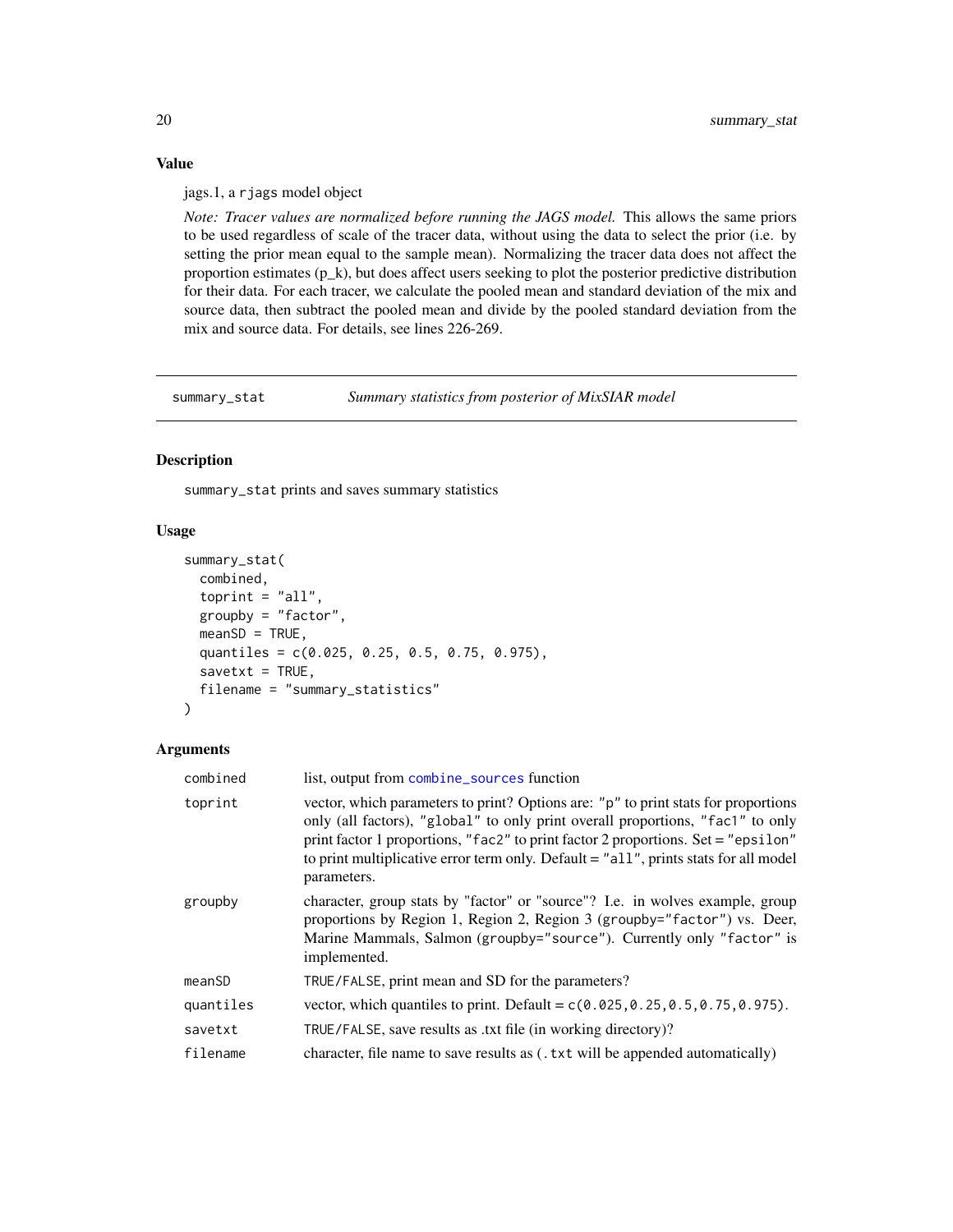## Value

jags.1, a rjags model object

*Note: Tracer values are normalized before running the JAGS model.* This allows the same priors to be used regardless of scale of the tracer data, without using the data to select the prior (i.e. by setting the prior mean equal to the sample mean). Normalizing the tracer data does not affect the proportion estimates (p_k), but does affect users seeking to plot the posterior predictive distribution for their data. For each tracer, we calculate the pooled mean and standard deviation of the mix and source data, then subtract the pooled mean and divide by the pooled standard deviation from the mix and source data. For details, see lines 226-269.

---

# summary_stat — *Summary statistics from posterior of MixSIAR model*

## Description

summary_stat prints and saves summary statistics

## Usage

```
summary_stat(
  combined,
  toprint = "all",
  groupby = "factor",
  meanSD = TRUE,
  quantiles = c(0.025, 0.25, 0.5, 0.75, 0.975),
  savetxt = TRUE,
  filename = "summary_statistics"
)
```

## Arguments

| | |
|---|---|
| combined | list, output from combine_sources function |
| toprint | vector, which parameters to print? Options are: "p" to print stats for proportions only (all factors), "global" to only print overall proportions, "fac1" to only print factor 1 proportions, "fac2" to print factor 2 proportions. Set = "epsilon" to print multiplicative error term only. Default = "all", prints stats for all model parameters. |
| groupby | character, group stats by "factor" or "source"? I.e. in wolves example, group proportions by Region 1, Region 2, Region 3 (groupby="factor") vs. Deer, Marine Mammals, Salmon (groupby="source"). Currently only "factor" is implemented. |
| meanSD | TRUE/FALSE, print mean and SD for the parameters? |
| quantiles | vector, which quantiles to print. Default = c(0.025,0.25,0.5,0.75,0.975). |
| savetxt | TRUE/FALSE, save results as .txt file (in working directory)? |
| filename | character, file name to save results as (.txt will be appended automatically) |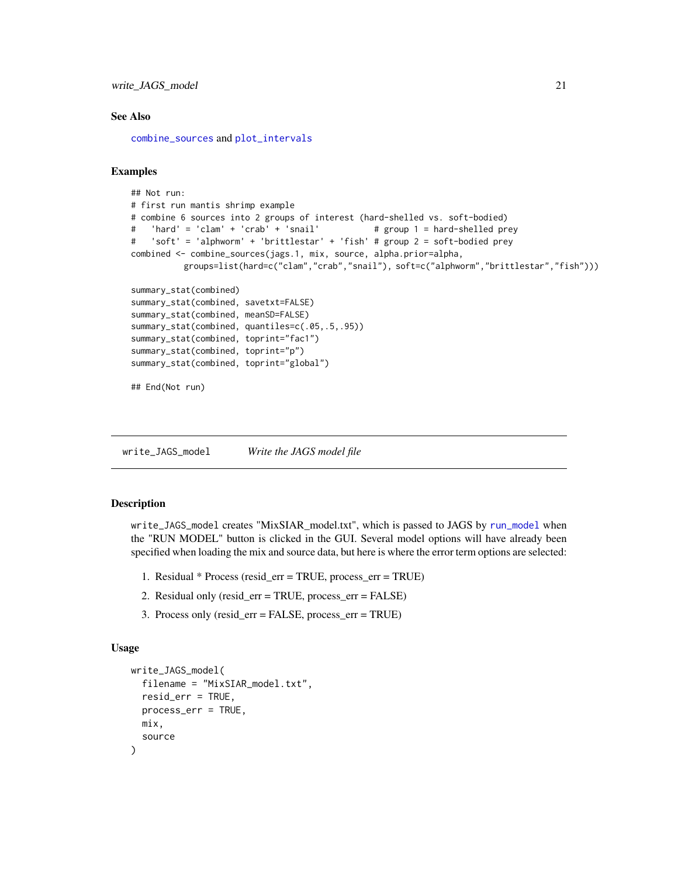### See Also

`combine_sources` and `plot_intervals`

### Examples

```
## Not run:
# first run mantis shrimp example
# combine 6 sources into 2 groups of interest (hard-shelled vs. soft-bodied)
#   'hard' = 'clam' + 'crab' + 'snail'           # group 1 = hard-shelled prey
#   'soft' = 'alphworm' + 'brittlestar' + 'fish' # group 2 = soft-bodied prey
combined <- combine_sources(jags.1, mix, source, alpha.prior=alpha,
          groups=list(hard=c("clam","crab","snail"), soft=c("alphworm","brittlestar","fish")))

summary_stat(combined)
summary_stat(combined, savetxt=FALSE)
summary_stat(combined, meanSD=FALSE)
summary_stat(combined, quantiles=c(.05,.5,.95))
summary_stat(combined, toprint="fac1")
summary_stat(combined, toprint="p")
summary_stat(combined, toprint="global")

## End(Not run)
```

---

## write_JAGS_model    *Write the JAGS model file*

### Description

`write_JAGS_model` creates "MixSIAR_model.txt", which is passed to JAGS by `run_model` when the "RUN MODEL" button is clicked in the GUI. Several model options will have already been specified when loading the mix and source data, but here is where the error term options are selected:

1. Residual * Process (resid_err = TRUE, process_err = TRUE)
2. Residual only (resid_err = TRUE, process_err = FALSE)
3. Process only (resid_err = FALSE, process_err = TRUE)

### Usage

```
write_JAGS_model(
  filename = "MixSIAR_model.txt",
  resid_err = TRUE,
  process_err = TRUE,
  mix,
  source
)
```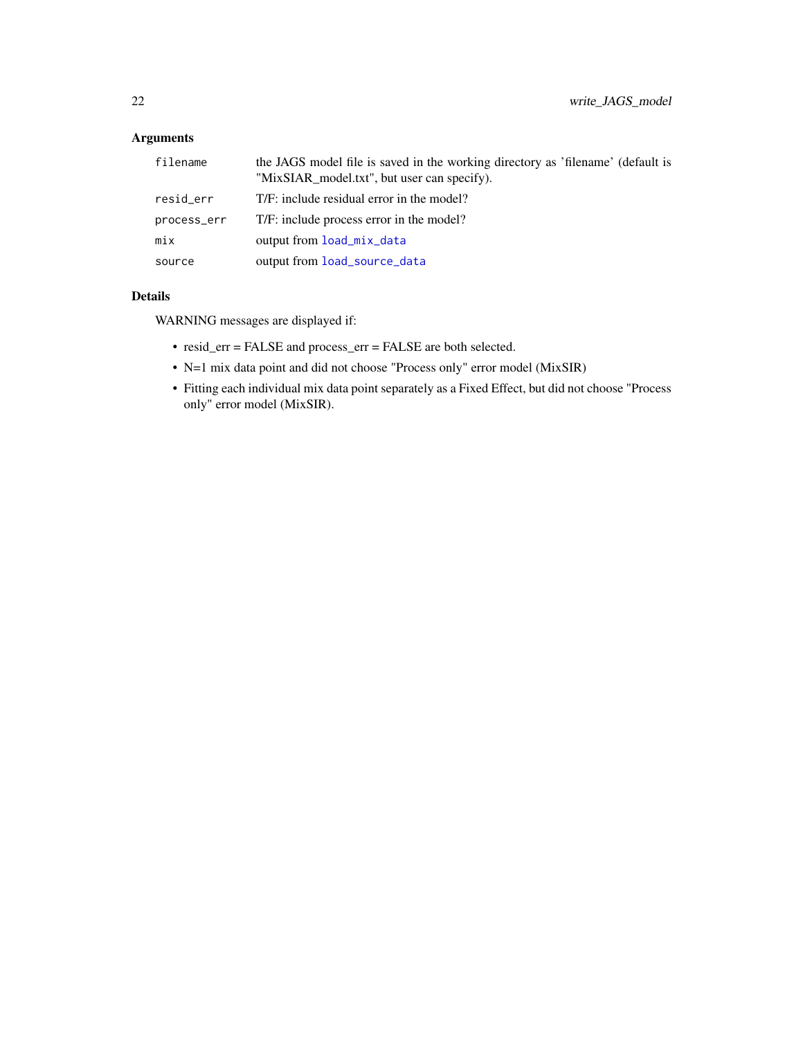## Arguments

| | |
|---|---|
| filename | the JAGS model file is saved in the working directory as 'filename' (default is "MixSIAR_model.txt", but user can specify). |
| resid_err | T/F: include residual error in the model? |
| process_err | T/F: include process error in the model? |
| mix | output from load_mix_data |
| source | output from load_source_data |

## Details

WARNING messages are displayed if:

- resid_err = FALSE and process_err = FALSE are both selected.
- N=1 mix data point and did not choose "Process only" error model (MixSIR)
- Fitting each individual mix data point separately as a Fixed Effect, but did not choose "Process only" error model (MixSIR).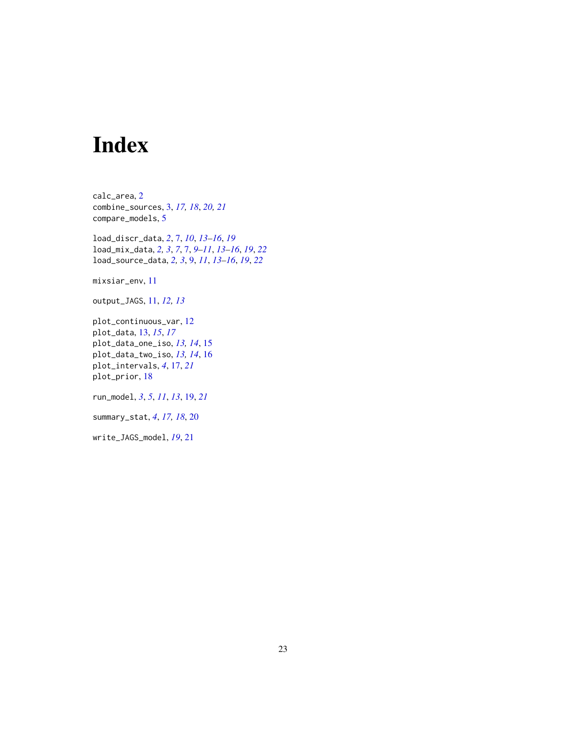# Index

calc_area, 2
combine_sources, 3, *17, 18*, *20, 21*
compare_models, 5

load_discr_data, *2*, 7, *10*, *13–16*, *19*
load_mix_data, *2, 3*, *7*, 7, *9–11*, *13–16*, *19*, *22*
load_source_data, *2, 3*, 9, *11*, *13–16*, *19*, *22*

mixsiar_env, 11

output_JAGS, 11, *12, 13*

plot_continuous_var, 12
plot_data, 13, *15*, *17*
plot_data_one_iso, *13, 14*, 15
plot_data_two_iso, *13, 14*, 16
plot_intervals, *4*, 17, *21*
plot_prior, 18

run_model, *3*, *5*, *11*, *13*, 19, *21*

summary_stat, *4*, *17, 18*, 20

write_JAGS_model, *19*, 21